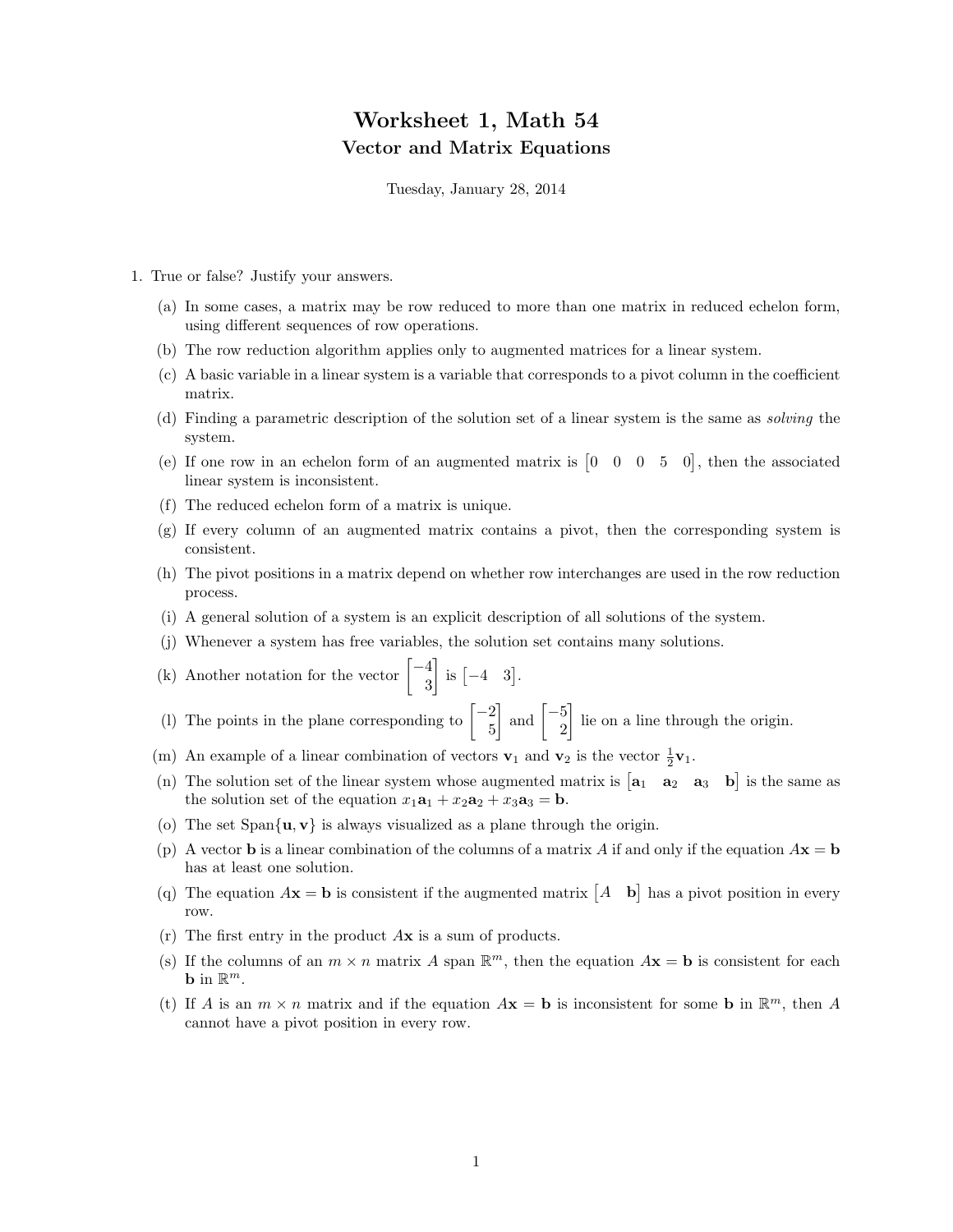# Worksheet 1, Math 54

## Vector and Matrix Equations

Tuesday, January 28, 2014

1. True or false? Justify your answers.

   (a) In some cases, a matrix may be row reduced to more than one matrix in reduced echelon form, using different sequences of row operations.

   (b) The row reduction algorithm applies only to augmented matrices for a linear system.

   (c) A basic variable in a linear system is a variable that corresponds to a pivot column in the coefficient matrix.

   (d) Finding a parametric description of the solution set of a linear system is the same as *solving* the system.

   (e) If one row in an echelon form of an augmented matrix is $\begin{bmatrix} 0 & 0 & 0 & 5 & 0 \end{bmatrix}$, then the associated linear system is inconsistent.

   (f) The reduced echelon form of a matrix is unique.

   (g) If every column of an augmented matrix contains a pivot, then the corresponding system is consistent.

   (h) The pivot positions in a matrix depend on whether row interchanges are used in the row reduction process.

   (i) A general solution of a system is an explicit description of all solutions of the system.

   (j) Whenever a system has free variables, the solution set contains many solutions.

   (k) Another notation for the vector $\begin{bmatrix} -4 \\ 3 \end{bmatrix}$ is $\begin{bmatrix} -4 & 3 \end{bmatrix}$.

   (l) The points in the plane corresponding to $\begin{bmatrix} -2 \\ 5 \end{bmatrix}$ and $\begin{bmatrix} -5 \\ 2 \end{bmatrix}$ lie on a line through the origin.

   (m) An example of a linear combination of vectors $\mathbf{v}_1$ and $\mathbf{v}_2$ is the vector $\frac{1}{2}\mathbf{v}_1$.

   (n) The solution set of the linear system whose augmented matrix is $\begin{bmatrix} \mathbf{a}_1 & \mathbf{a}_2 & \mathbf{a}_3 & \mathbf{b} \end{bmatrix}$ is the same as the solution set of the equation $x_1\mathbf{a}_1 + x_2\mathbf{a}_2 + x_3\mathbf{a}_3 = \mathbf{b}$.

   (o) The set $\text{Span}\{\mathbf{u}, \mathbf{v}\}$ is always visualized as a plane through the origin.

   (p) A vector $\mathbf{b}$ is a linear combination of the columns of a matrix $A$ if and only if the equation $A\mathbf{x} = \mathbf{b}$ has at least one solution.

   (q) The equation $A\mathbf{x} = \mathbf{b}$ is consistent if the augmented matrix $\begin{bmatrix} A & \mathbf{b} \end{bmatrix}$ has a pivot position in every row.

   (r) The first entry in the product $A\mathbf{x}$ is a sum of products.

   (s) If the columns of an $m \times n$ matrix $A$ span $\mathbb{R}^m$, then the equation $A\mathbf{x} = \mathbf{b}$ is consistent for each $\mathbf{b}$ in $\mathbb{R}^m$.

   (t) If $A$ is an $m \times n$ matrix and if the equation $A\mathbf{x} = \mathbf{b}$ is inconsistent for some $\mathbf{b}$ in $\mathbb{R}^m$, then $A$ cannot have a pivot position in every row.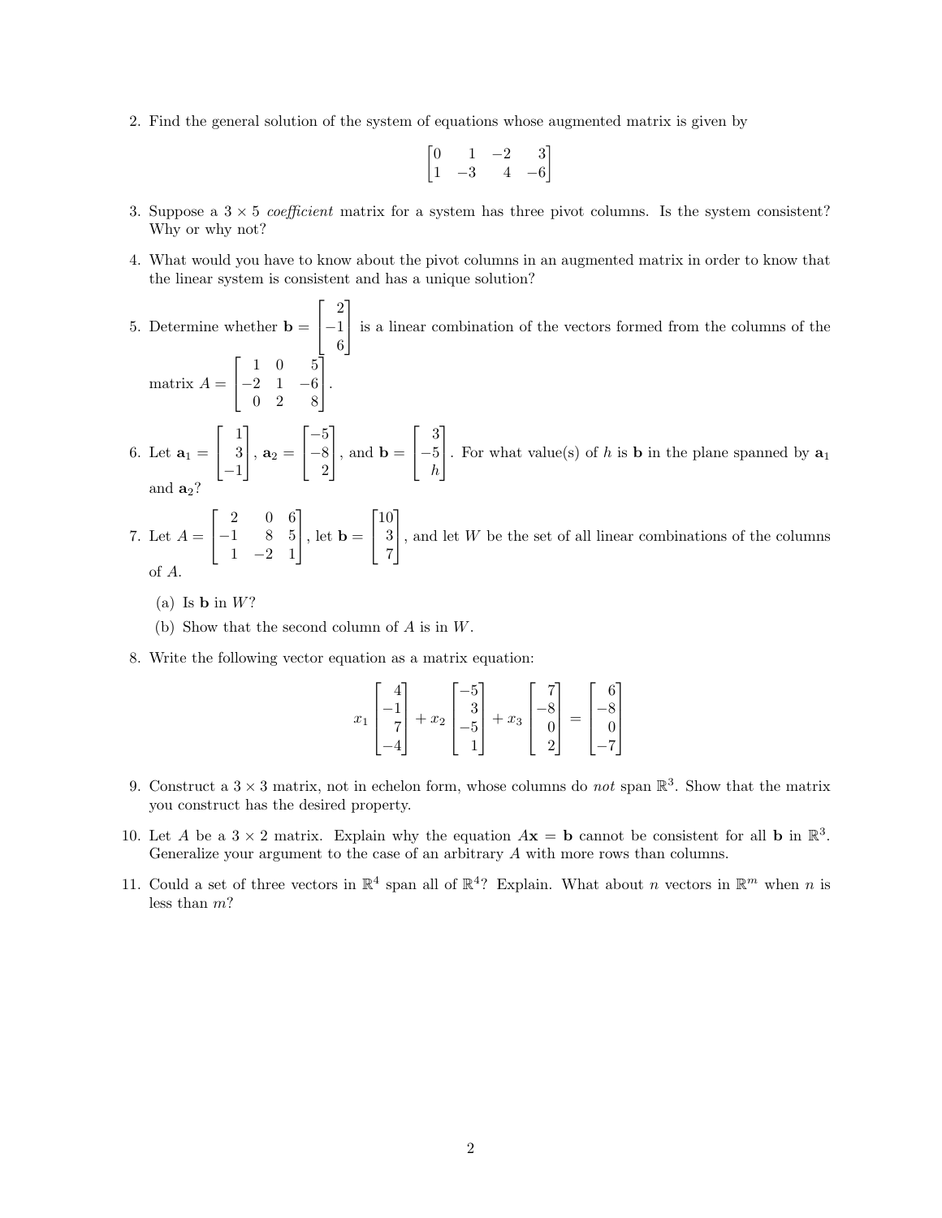2. Find the general solution of the system of equations whose augmented matrix is given by

$$\begin{bmatrix} 0 & 1 & -2 & 3 \\ 1 & -3 & 4 & -6 \end{bmatrix}$$

3. Suppose a $3 \times 5$ *coefficient* matrix for a system has three pivot columns. Is the system consistent? Why or why not?

4. What would you have to know about the pivot columns in an augmented matrix in order to know that the linear system is consistent and has a unique solution?

5. Determine whether $\mathbf{b} = \begin{bmatrix} 2 \\ -1 \\ 6 \end{bmatrix}$ is a linear combination of the vectors formed from the columns of the matrix $A = \begin{bmatrix} 1 & 0 & 5 \\ -2 & 1 & -6 \\ 0 & 2 & 8 \end{bmatrix}$.

6. Let $\mathbf{a}_1 = \begin{bmatrix} 1 \\ 3 \\ -1 \end{bmatrix}$, $\mathbf{a}_2 = \begin{bmatrix} -5 \\ -8 \\ 2 \end{bmatrix}$, and $\mathbf{b} = \begin{bmatrix} 3 \\ -5 \\ h \end{bmatrix}$. For what value(s) of $h$ is $\mathbf{b}$ in the plane spanned by $\mathbf{a}_1$ and $\mathbf{a}_2$?

7. Let $A = \begin{bmatrix} 2 & 0 & 6 \\ -1 & 8 & 5 \\ 1 & -2 & 1 \end{bmatrix}$, let $\mathbf{b} = \begin{bmatrix} 10 \\ 3 \\ 7 \end{bmatrix}$, and let $W$ be the set of all linear combinations of the columns of $A$.

   (a) Is $\mathbf{b}$ in $W$?

   (b) Show that the second column of $A$ is in $W$.

8. Write the following vector equation as a matrix equation:

$$x_1 \begin{bmatrix} 4 \\ -1 \\ 7 \\ -4 \end{bmatrix} + x_2 \begin{bmatrix} -5 \\ 3 \\ -5 \\ 1 \end{bmatrix} + x_3 \begin{bmatrix} 7 \\ -8 \\ 0 \\ 2 \end{bmatrix} = \begin{bmatrix} 6 \\ -8 \\ 0 \\ -7 \end{bmatrix}$$

9. Construct a $3 \times 3$ matrix, not in echelon form, whose columns do *not* span $\mathbb{R}^3$. Show that the matrix you construct has the desired property.

10. Let $A$ be a $3 \times 2$ matrix. Explain why the equation $A\mathbf{x} = \mathbf{b}$ cannot be consistent for all $\mathbf{b}$ in $\mathbb{R}^3$. Generalize your argument to the case of an arbitrary $A$ with more rows than columns.

11. Could a set of three vectors in $\mathbb{R}^4$ span all of $\mathbb{R}^4$? Explain. What about $n$ vectors in $\mathbb{R}^m$ when $n$ is less than $m$?